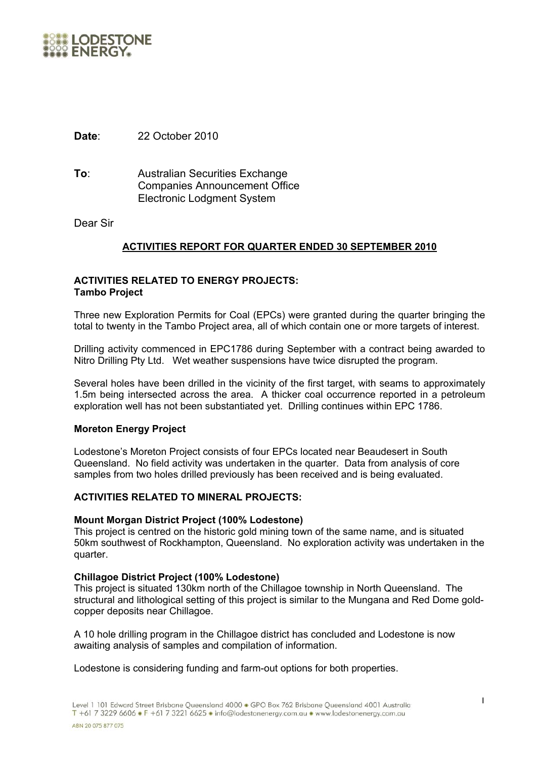**Date**: 22 October 2010

**To**: Australian Securities Exchange
Companies Announcement Office
Electronic Lodgment System

Dear Sir

## ACTIVITIES REPORT FOR QUARTER ENDED 30 SEPTEMBER 2010

### ACTIVITIES RELATED TO ENERGY PROJECTS:

**Tambo Project**

Three new Exploration Permits for Coal (EPCs) were granted during the quarter bringing the total to twenty in the Tambo Project area, all of which contain one or more targets of interest.

Drilling activity commenced in EPC1786 during September with a contract being awarded to Nitro Drilling Pty Ltd. Wet weather suspensions have twice disrupted the program.

Several holes have been drilled in the vicinity of the first target, with seams to approximately 1.5m being intersected across the area. A thicker coal occurrence reported in a petroleum exploration well has not been substantiated yet. Drilling continues within EPC 1786.

**Moreton Energy Project**

Lodestone's Moreton Project consists of four EPCs located near Beaudesert in South Queensland. No field activity was undertaken in the quarter. Data from analysis of core samples from two holes drilled previously has been received and is being evaluated.

### ACTIVITIES RELATED TO MINERAL PROJECTS:

**Mount Morgan District Project (100% Lodestone)**

This project is centred on the historic gold mining town of the same name, and is situated 50km southwest of Rockhampton, Queensland. No exploration activity was undertaken in the quarter.

**Chillagoe District Project (100% Lodestone)**

This project is situated 130km north of the Chillagoe township in North Queensland. The structural and lithological setting of this project is similar to the Mungana and Red Dome gold-copper deposits near Chillagoe.

A 10 hole drilling program in the Chillagoe district has concluded and Lodestone is now awaiting analysis of samples and compilation of information.

Lodestone is considering funding and farm-out options for both properties.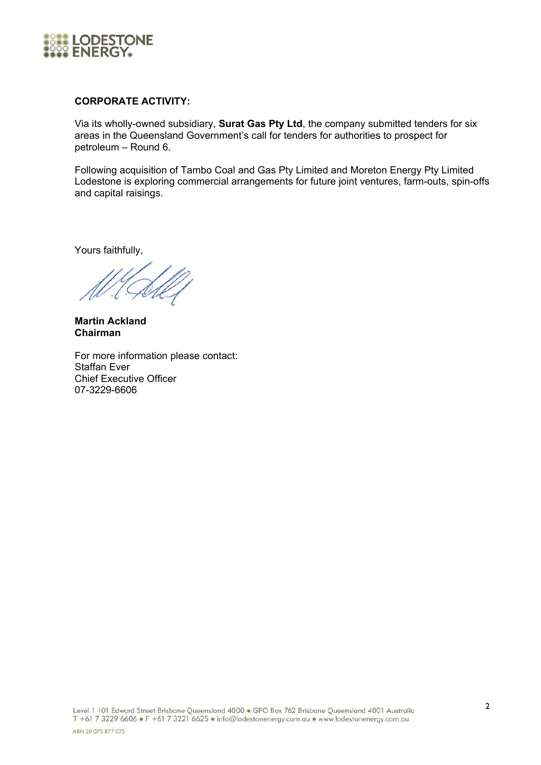**CORPORATE ACTIVITY:**

Via its wholly-owned subsidiary, **Surat Gas Pty Ltd**, the company submitted tenders for six areas in the Queensland Government's call for tenders for authorities to prospect for petroleum – Round 6.

Following acquisition of Tambo Coal and Gas Pty Limited and Moreton Energy Pty Limited Lodestone is exploring commercial arrangements for future joint ventures, farm-outs, spin-offs and capital raisings.

Yours faithfully,

**Martin Ackland**
**Chairman**

For more information please contact:
Staffan Ever
Chief Executive Officer
07-3229-6606

Level 1 101 Edward Street Brisbane Queensland 4000 • GPO Box 762 Brisbane Queensland 4001 Australia
T +61 7 3229 6606 • F +61 7 3221 6625 • info@lodestonenergy.com.au • www.lodestonenergy.com.au

ABN 20 075 877 075